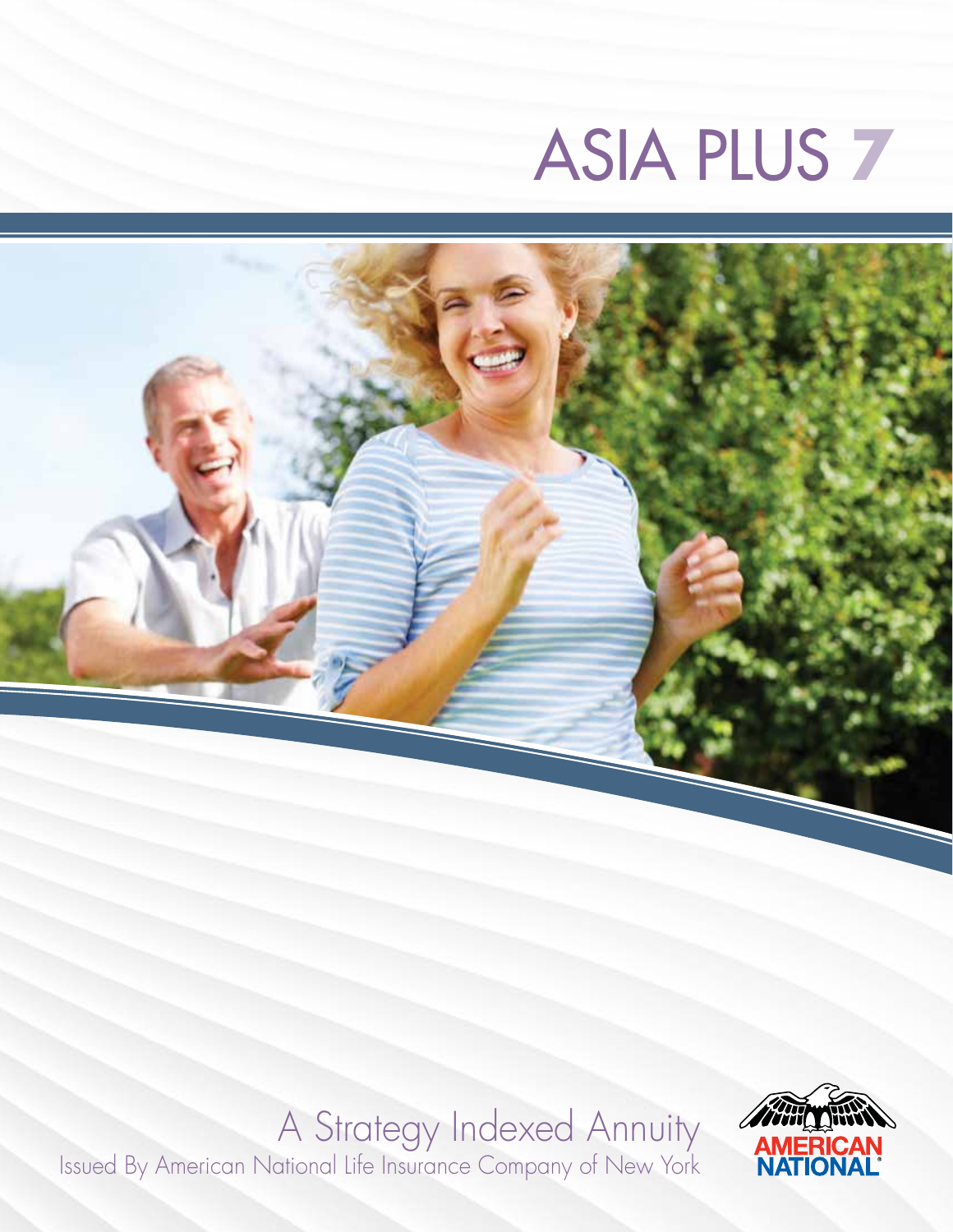# ASIA PLUS 7

A Strategy Indexed Annuity

Issued By American National Life Insurance Company of New York

AMERICAN NATIONAL®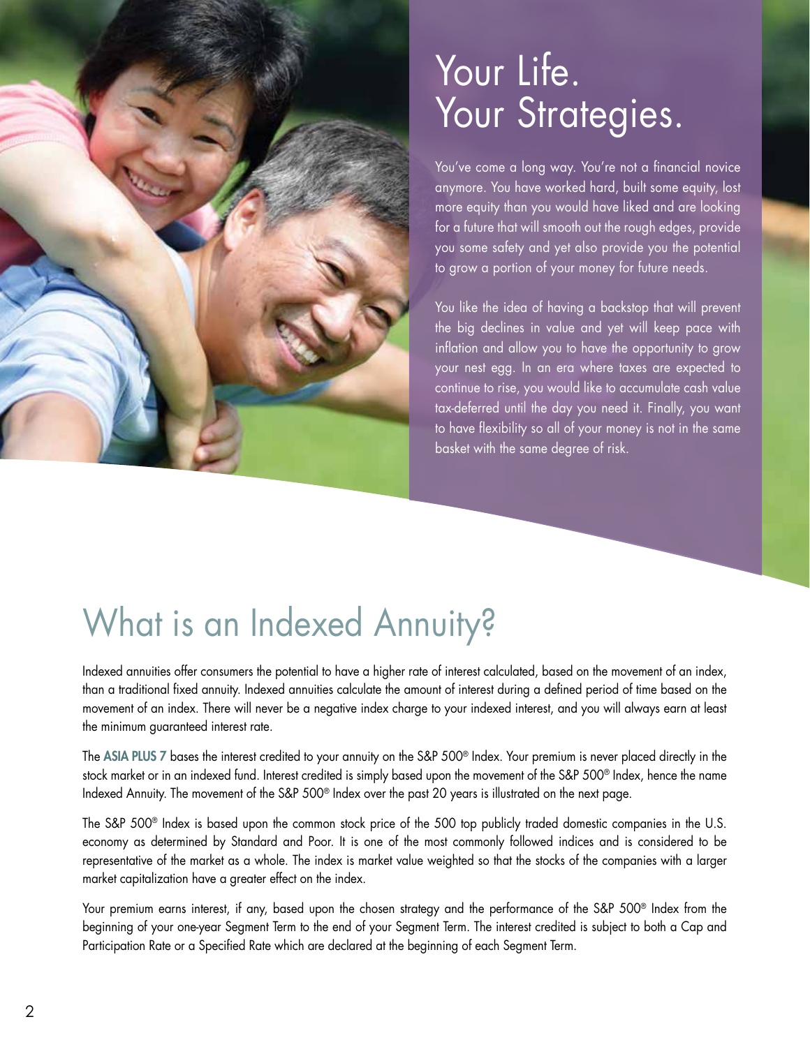# Your Life. Your Strategies.

You've come a long way. You're not a financial novice anymore. You have worked hard, built some equity, lost more equity than you would have liked and are looking for a future that will smooth out the rough edges, provide you some safety and yet also provide you the potential to grow a portion of your money for future needs.

You like the idea of having a backstop that will prevent the big declines in value and yet will keep pace with inflation and allow you to have the opportunity to grow your nest egg. In an era where taxes are expected to continue to rise, you would like to accumulate cash value tax-deferred until the day you need it. Finally, you want to have flexibility so all of your money is not in the same basket with the same degree of risk.

# What is an Indexed Annuity?

Indexed annuities offer consumers the potential to have a higher rate of interest calculated, based on the movement of an index, than a traditional fixed annuity. Indexed annuities calculate the amount of interest during a defined period of time based on the movement of an index. There will never be a negative index charge to your indexed interest, and you will always earn at least the minimum guaranteed interest rate.

The **ASIA PLUS 7** bases the interest credited to your annuity on the S&P 500® Index. Your premium is never placed directly in the stock market or in an indexed fund. Interest credited is simply based upon the movement of the S&P 500® Index, hence the name Indexed Annuity. The movement of the S&P 500® Index over the past 20 years is illustrated on the next page.

The S&P 500® Index is based upon the common stock price of the 500 top publicly traded domestic companies in the U.S. economy as determined by Standard and Poor. It is one of the most commonly followed indices and is considered to be representative of the market as a whole. The index is market value weighted so that the stocks of the companies with a larger market capitalization have a greater effect on the index.

Your premium earns interest, if any, based upon the chosen strategy and the performance of the S&P 500® Index from the beginning of your one-year Segment Term to the end of your Segment Term. The interest credited is subject to both a Cap and Participation Rate or a Specified Rate which are declared at the beginning of each Segment Term.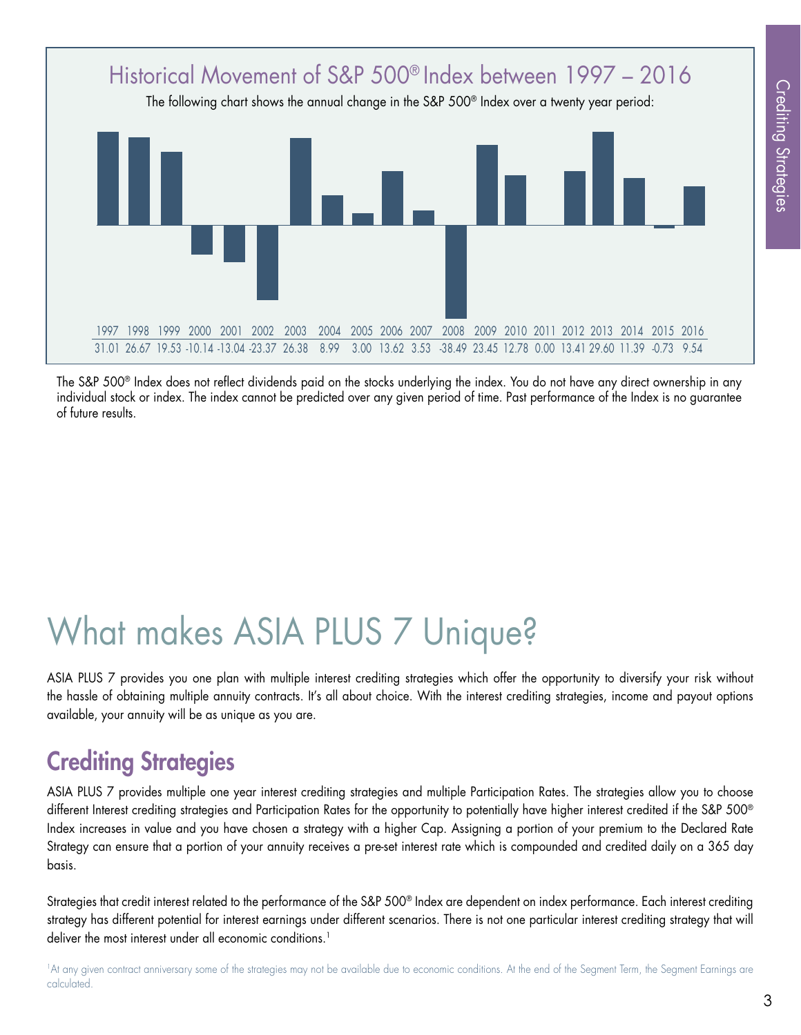## Historical Movement of S&P 500® Index between 1997 – 2016

The following chart shows the annual change in the S&P 500® Index over a twenty year period:

| 1997 | 1998 | 1999 | 2000 | 2001 | 2002 | 2003 | 2004 | 2005 | 2006 | 2007 | 2008 | 2009 | 2010 | 2011 | 2012 | 2013 | 2014 | 2015 | 2016 |
|---|---|---|---|---|---|---|---|---|---|---|---|---|---|---|---|---|---|---|---|
| 31.01 | 26.67 | 19.53 | -10.14 | -13.04 | -23.37 | 26.38 | 8.99 | 3.00 | 13.62 | 3.53 | -38.49 | 23.45 | 12.78 | 0.00 | 13.41 | 29.60 | 11.39 | -0.73 | 9.54 |

The S&P 500® Index does not reflect dividends paid on the stocks underlying the index. You do not have any direct ownership in any individual stock or index. The index cannot be predicted over any given period of time. Past performance of the Index is no guarantee of future results.

# What makes ASIA PLUS 7 Unique?

ASIA PLUS 7 provides you one plan with multiple interest crediting strategies which offer the opportunity to diversify your risk without the hassle of obtaining multiple annuity contracts. It's all about choice. With the interest crediting strategies, income and payout options available, your annuity will be as unique as you are.

## Crediting Strategies

ASIA PLUS 7 provides multiple one year interest crediting strategies and multiple Participation Rates. The strategies allow you to choose different Interest crediting strategies and Participation Rates for the opportunity to potentially have higher interest credited if the S&P 500® Index increases in value and you have chosen a strategy with a higher Cap. Assigning a portion of your premium to the Declared Rate Strategy can ensure that a portion of your annuity receives a pre-set interest rate which is compounded and credited daily on a 365 day basis.

Strategies that credit interest related to the performance of the S&P 500® Index are dependent on index performance. Each interest crediting strategy has different potential for interest earnings under different scenarios. There is not one particular interest crediting strategy that will deliver the most interest under all economic conditions.[1]

[1]At any given contract anniversary some of the strategies may not be available due to economic conditions. At the end of the Segment Term, the Segment Earnings are calculated.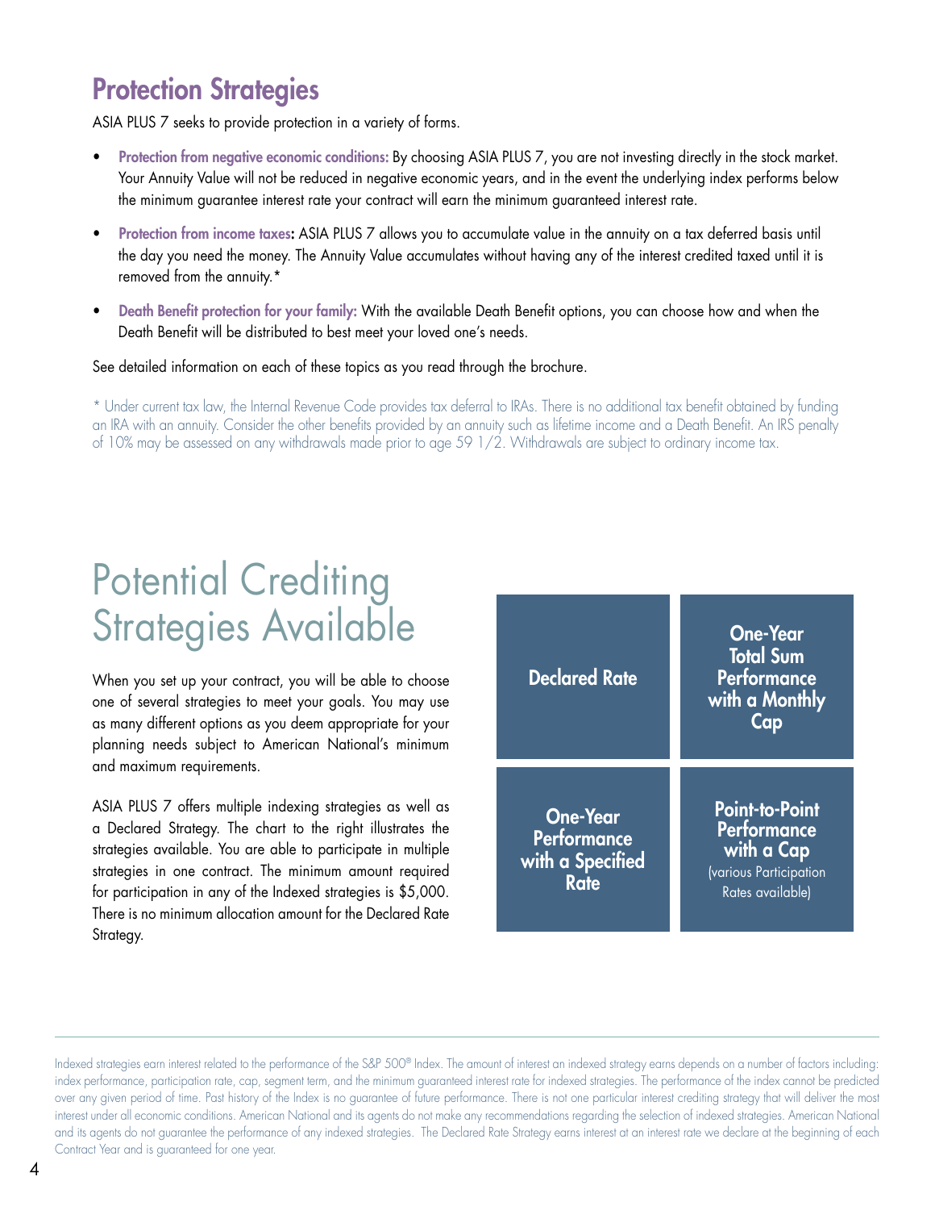## Protection Strategies

ASIA PLUS 7 seeks to provide protection in a variety of forms.

- **Protection from negative economic conditions:** By choosing ASIA PLUS 7, you are not investing directly in the stock market. Your Annuity Value will not be reduced in negative economic years, and in the event the underlying index performs below the minimum guarantee interest rate your contract will earn the minimum guaranteed interest rate.
- **Protection from income taxes:** ASIA PLUS 7 allows you to accumulate value in the annuity on a tax deferred basis until the day you need the money. The Annuity Value accumulates without having any of the interest credited taxed until it is removed from the annuity.*
- **Death Benefit protection for your family:** With the available Death Benefit options, you can choose how and when the Death Benefit will be distributed to best meet your loved one's needs.

See detailed information on each of these topics as you read through the brochure.

* Under current tax law, the Internal Revenue Code provides tax deferral to IRAs. There is no additional tax benefit obtained by funding an IRA with an annuity. Consider the other benefits provided by an annuity such as lifetime income and a Death Benefit. An IRS penalty of 10% may be assessed on any withdrawals made prior to age 59 1/2. Withdrawals are subject to ordinary income tax.

# Potential Crediting Strategies Available

When you set up your contract, you will be able to choose one of several strategies to meet your goals. You may use as many different options as you deem appropriate for your planning needs subject to American National's minimum and maximum requirements.

ASIA PLUS 7 offers multiple indexing strategies as well as a Declared Strategy. The chart to the right illustrates the strategies available. You are able to participate in multiple strategies in one contract. The minimum amount required for participation in any of the Indexed strategies is $5,000. There is no minimum allocation amount for the Declared Rate Strategy.

| | |
|---|---|
| **Declared Rate** | **One-Year Total Sum Performance with a Monthly Cap** |
| **One-Year Performance with a Specified Rate** | **Point-to-Point Performance with a Cap** (various Participation Rates available) |

Indexed strategies earn interest related to the performance of the S&P 500® Index. The amount of interest an indexed strategy earns depends on a number of factors including: index performance, participation rate, cap, segment term, and the minimum guaranteed interest rate for indexed strategies. The performance of the index cannot be predicted over any given period of time. Past history of the Index is no guarantee of future performance. There is not one particular interest crediting strategy that will deliver the most interest under all economic conditions. American National and its agents do not make any recommendations regarding the selection of indexed strategies. American National and its agents do not guarantee the performance of any indexed strategies. The Declared Rate Strategy earns interest at an interest rate we declare at the beginning of each Contract Year and is guaranteed for one year.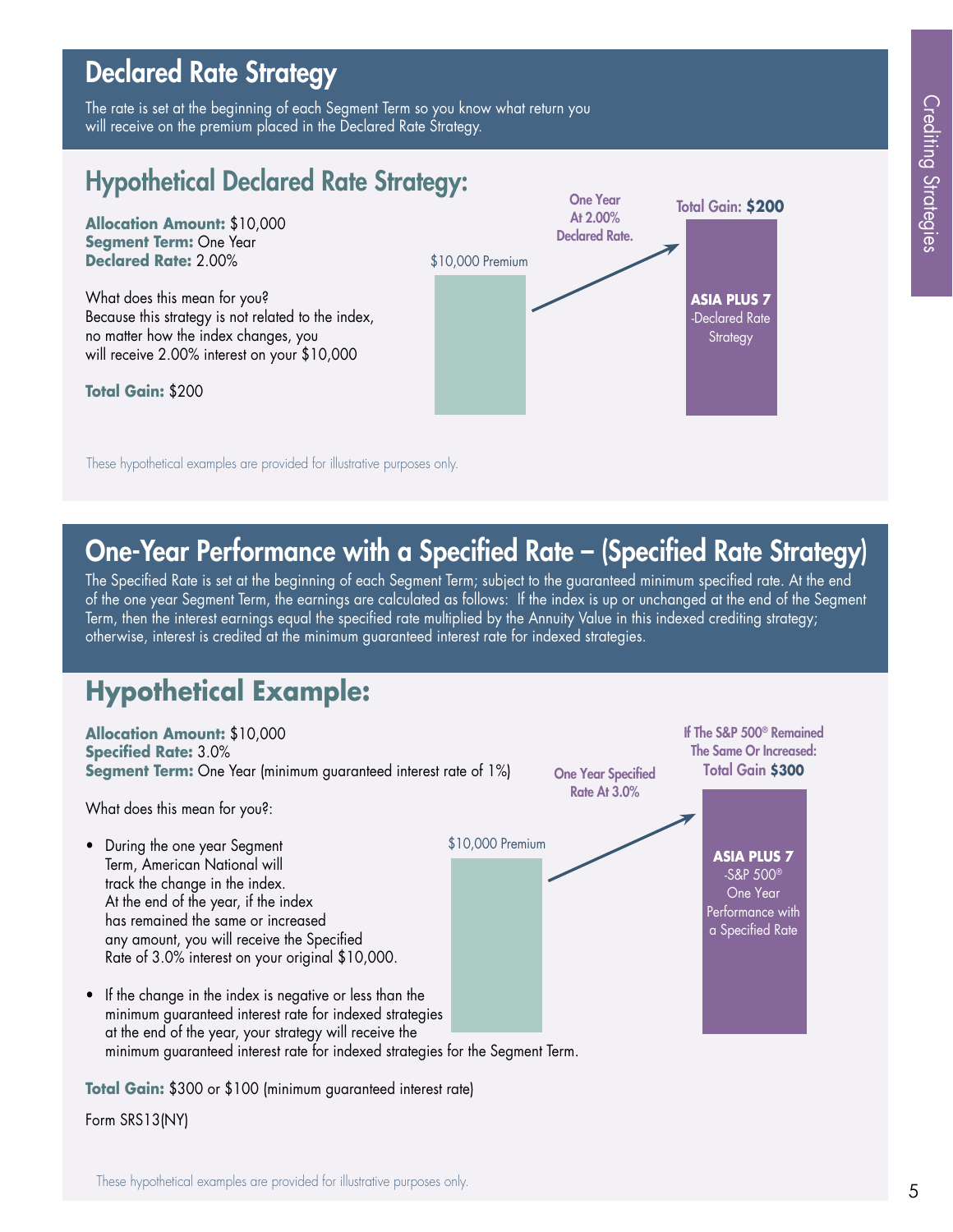## Declared Rate Strategy

The rate is set at the beginning of each Segment Term so you know what return you will receive on the premium placed in the Declared Rate Strategy.

## Hypothetical Declared Rate Strategy:

**Allocation Amount:** $10,000
**Segment Term:** One Year
**Declared Rate:** 2.00%

What does this mean for you?
Because this strategy is not related to the index, no matter how the index changes, you will receive 2.00% interest on your $10,000

**Total Gain:** $200

$10,000 Premium

One Year At 2.00% Declared Rate.

Total Gain: **$200**

**ASIA PLUS 7**
-Declared Rate Strategy

These hypothetical examples are provided for illustrative purposes only.

## One-Year Performance with a Specified Rate – (Specified Rate Strategy)

The Specified Rate is set at the beginning of each Segment Term; subject to the guaranteed minimum specified rate. At the end of the one year Segment Term, the earnings are calculated as follows: If the index is up or unchanged at the end of the Segment Term, then the interest earnings equal the specified rate multiplied by the Annuity Value in this indexed crediting strategy; otherwise, interest is credited at the minimum guaranteed interest rate for indexed strategies.

## Hypothetical Example:

**Allocation Amount:** $10,000
**Specified Rate:** 3.0%
**Segment Term:** One Year (minimum guaranteed interest rate of 1%)

What does this mean for you?:

- During the one year Segment Term, American National will track the change in the index. At the end of the year, if the index has remained the same or increased any amount, you will receive the Specified Rate of 3.0% interest on your original $10,000.
- If the change in the index is negative or less than the minimum guaranteed interest rate for indexed strategies at the end of the year, your strategy will receive the minimum guaranteed interest rate for indexed strategies for the Segment Term.

**Total Gain:** $300 or $100 (minimum guaranteed interest rate)

$10,000 Premium

One Year Specified Rate At 3.0%

If The S&P 500® Remained The Same Or Increased: Total Gain **$300**

**ASIA PLUS 7**
-S&P 500®
One Year Performance with a Specified Rate

Form SRS13(NY)

These hypothetical examples are provided for illustrative purposes only.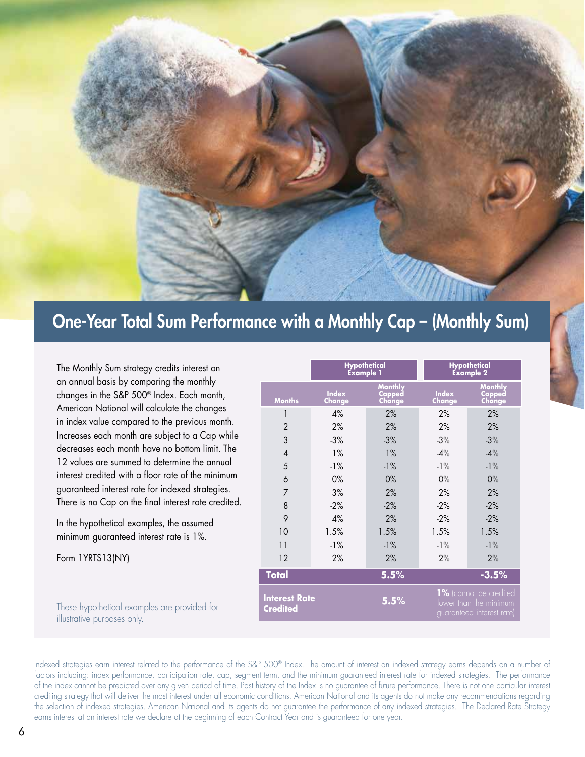## One-Year Total Sum Performance with a Monthly Cap – (Monthly Sum)

The Monthly Sum strategy credits interest on an annual basis by comparing the monthly changes in the S&P 500® Index. Each month, American National will calculate the changes in index value compared to the previous month. Increases each month are subject to a Cap while decreases each month have no bottom limit. The 12 values are summed to determine the annual interest credited with a floor rate of the minimum guaranteed interest rate for indexed strategies. There is no Cap on the final interest rate credited.

In the hypothetical examples, the assumed minimum guaranteed interest rate is 1%.

Form 1YRTS13(NY)

| | Hypothetical Example 1 | | Hypothetical Example 2 | |
|---|---|---|---|---|
| **Months** | **Index Change** | **Monthly Capped Change** | **Index Change** | **Monthly Capped Change** |
| 1 | 4% | 2% | 2% | 2% |
| 2 | 2% | 2% | 2% | 2% |
| 3 | -3% | -3% | -3% | -3% |
| 4 | 1% | 1% | -4% | -4% |
| 5 | -1% | -1% | -1% | -1% |
| 6 | 0% | 0% | 0% | 0% |
| 7 | 3% | 2% | 2% | 2% |
| 8 | -2% | -2% | -2% | -2% |
| 9 | 4% | 2% | -2% | -2% |
| 10 | 1.5% | 1.5% | 1.5% | 1.5% |
| 11 | -1% | -1% | -1% | -1% |
| 12 | 2% | 2% | 2% | 2% |
| **Total** | | **5.5%** | | **-3.5%** |
| **Interest Rate Credited** | | **5.5%** | | **1%** (cannot be credited lower than the minimum guaranteed interest rate) |

These hypothetical examples are provided for illustrative purposes only.

Indexed strategies earn interest related to the performance of the S&P 500® Index. The amount of interest an indexed strategy earns depends on a number of factors including: index performance, participation rate, cap, segment term, and the minimum guaranteed interest rate for indexed strategies. The performance of the index cannot be predicted over any given period of time. Past history of the Index is no guarantee of future performance. There is not one particular interest crediting strategy that will deliver the most interest under all economic conditions. American National and its agents do not make any recommendations regarding the selection of indexed strategies. American National and its agents do not guarantee the performance of any indexed strategies. The Declared Rate Strategy earns interest at an interest rate we declare at the beginning of each Contract Year and is guaranteed for one year.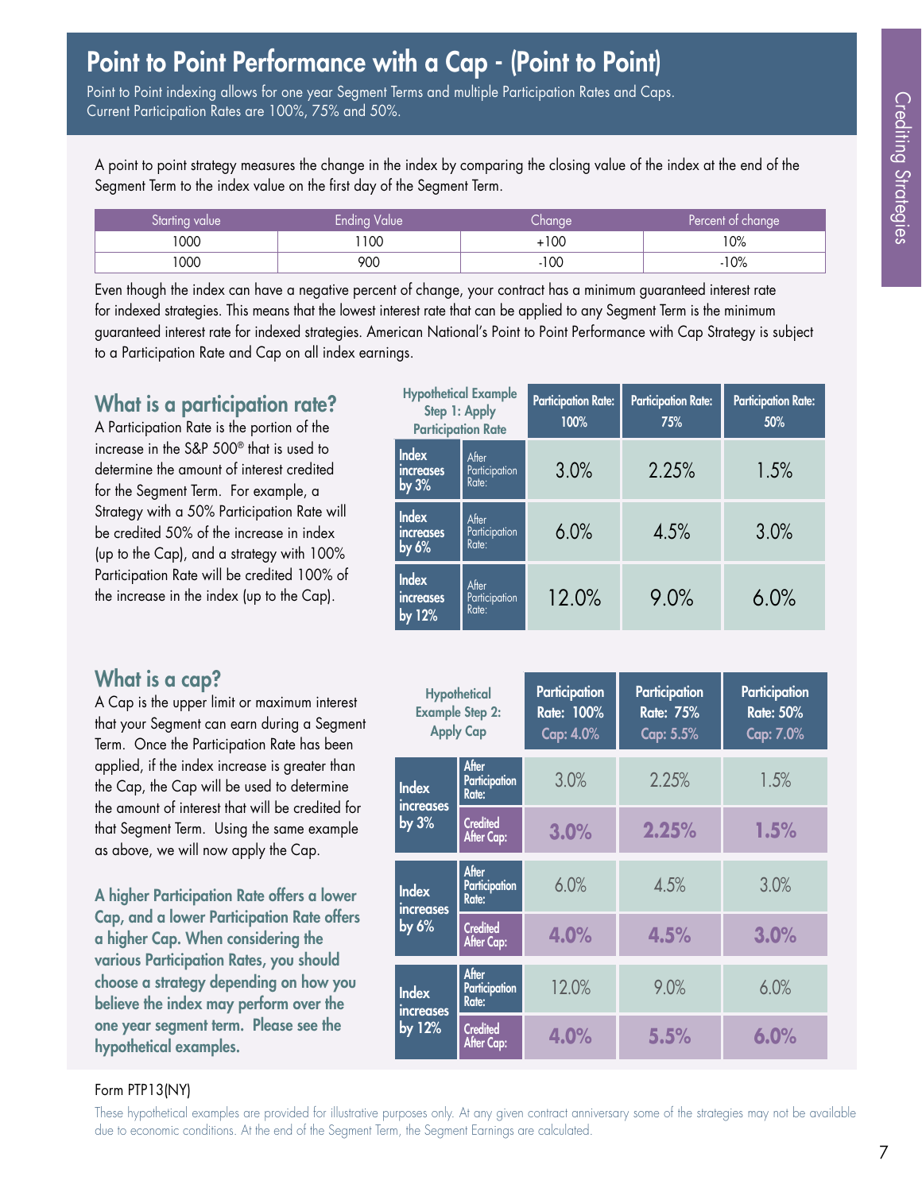# Point to Point Performance with a Cap - (Point to Point)

Point to Point indexing allows for one year Segment Terms and multiple Participation Rates and Caps. Current Participation Rates are 100%, 75% and 50%.

A point to point strategy measures the change in the index by comparing the closing value of the index at the end of the Segment Term to the index value on the first day of the Segment Term.

| Starting value | Ending Value | Change | Percent of change |
|---|---|---|---|
| 1000 | 1100 | +100 | 10% |
| 1000 | 900 | -100 | -10% |

Even though the index can have a negative percent of change, your contract has a minimum guaranteed interest rate for indexed strategies. This means that the lowest interest rate that can be applied to any Segment Term is the minimum guaranteed interest rate for indexed strategies. American National's Point to Point Performance with Cap Strategy is subject to a Participation Rate and Cap on all index earnings.

## What is a participation rate?

A Participation Rate is the portion of the increase in the S&P 500® that is used to determine the amount of interest credited for the Segment Term. For example, a Strategy with a 50% Participation Rate will be credited 50% of the increase in index (up to the Cap), and a strategy with 100% Participation Rate will be credited 100% of the increase in the index (up to the Cap).

| Hypothetical Example Step 1: Apply Participation Rate | | Participation Rate: 100% | Participation Rate: 75% | Participation Rate: 50% |
|---|---|---|---|---|
| Index increases by 3% | After Participation Rate: | 3.0% | 2.25% | 1.5% |
| Index increases by 6% | After Participation Rate: | 6.0% | 4.5% | 3.0% |
| Index increases by 12% | After Participation Rate: | 12.0% | 9.0% | 6.0% |

## What is a cap?

A Cap is the upper limit or maximum interest that your Segment can earn during a Segment Term. Once the Participation Rate has been applied, if the index increase is greater than the Cap, the Cap will be used to determine the amount of interest that will be credited for that Segment Term. Using the same example as above, we will now apply the Cap.

**A higher Participation Rate offers a lower Cap, and a lower Participation Rate offers a higher Cap. When considering the various Participation Rates, you should choose a strategy depending on how you believe the index may perform over the one year segment term. Please see the hypothetical examples.**

| Hypothetical Example Step 2: Apply Cap | | Participation Rate: 100% Cap: 4.0% | Participation Rate: 75% Cap: 5.5% | Participation Rate: 50% Cap: 7.0% |
|---|---|---|---|---|
| Index increases by 3% | After Participation Rate: | 3.0% | 2.25% | 1.5% |
| | Credited After Cap: | **3.0%** | **2.25%** | **1.5%** |
| Index increases by 6% | After Participation Rate: | 6.0% | 4.5% | 3.0% |
| | Credited After Cap: | **4.0%** | **4.5%** | **3.0%** |
| Index increases by 12% | After Participation Rate: | 12.0% | 9.0% | 6.0% |
| | Credited After Cap: | **4.0%** | **5.5%** | **6.0%** |

Form PTP13(NY)

These hypothetical examples are provided for illustrative purposes only. At any given contract anniversary some of the strategies may not be available due to economic conditions. At the end of the Segment Term, the Segment Earnings are calculated.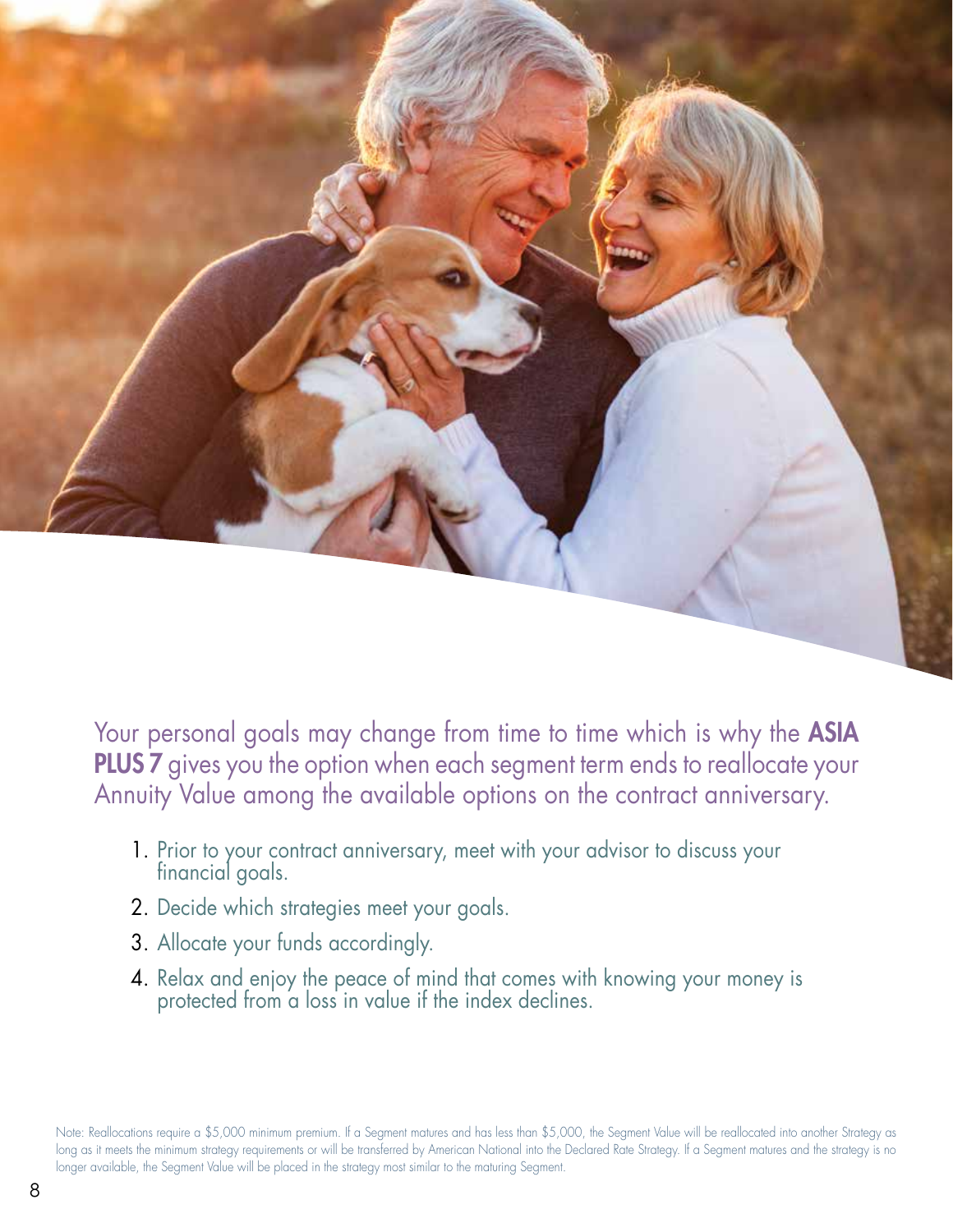Your personal goals may change from time to time which is why the **ASIA PLUS 7** gives you the option when each segment term ends to reallocate your Annuity Value among the available options on the contract anniversary.

1. Prior to your contract anniversary, meet with your advisor to discuss your financial goals.
2. Decide which strategies meet your goals.
3. Allocate your funds accordingly.
4. Relax and enjoy the peace of mind that comes with knowing your money is protected from a loss in value if the index declines.

Note: Reallocations require a $5,000 minimum premium. If a Segment matures and has less than $5,000, the Segment Value will be reallocated into another Strategy as long as it meets the minimum strategy requirements or will be transferred by American National into the Declared Rate Strategy. If a Segment matures and the strategy is no longer available, the Segment Value will be placed in the strategy most similar to the maturing Segment.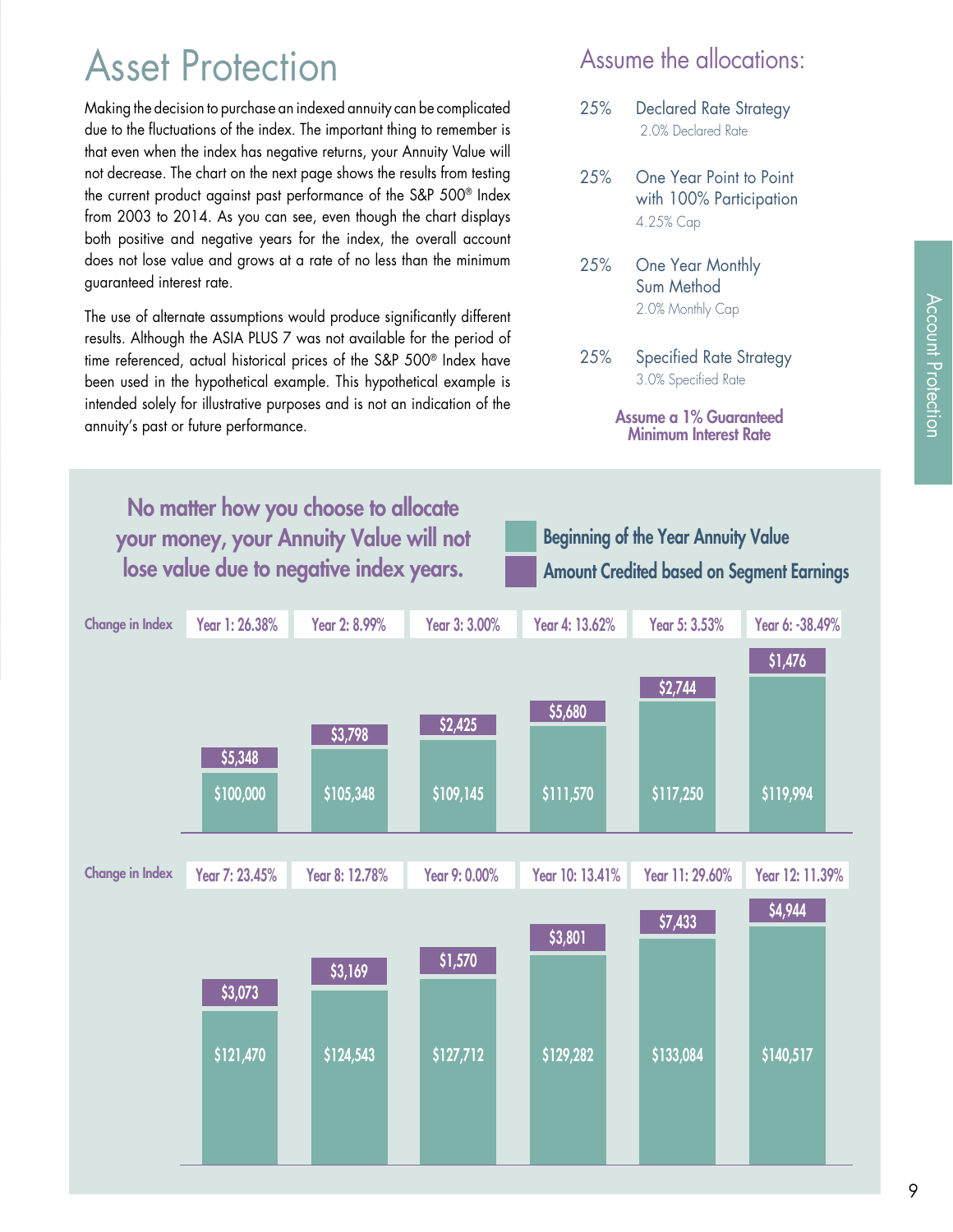# Asset Protection

Making the decision to purchase an indexed annuity can be complicated due to the fluctuations of the index. The important thing to remember is that even when the index has negative returns, your Annuity Value will not decrease. The chart on the next page shows the results from testing the current product against past performance of the S&P 500® Index from 2003 to 2014. As you can see, even though the chart displays both positive and negative years for the index, the overall account does not lose value and grows at a rate of no less than the minimum guaranteed interest rate.

The use of alternate assumptions would produce significantly different results. Although the ASIA PLUS 7 was not available for the period of time referenced, actual historical prices of the S&P 500® Index have been used in the hypothetical example. This hypothetical example is intended solely for illustrative purposes and is not an indication of the annuity's past or future performance.

## Assume the allocations:

- 25% Declared Rate Strategy
  2.0% Declared Rate
- 25% One Year Point to Point with 100% Participation
  4.25% Cap
- 25% One Year Monthly Sum Method
  2.0% Monthly Cap
- 25% Specified Rate Strategy
  3.0% Specified Rate

**Assume a 1% Guaranteed Minimum Interest Rate**

## No matter how you choose to allocate your money, your Annuity Value will not lose value due to negative index years.

| Year | Change in Index | Beginning of the Year Annuity Value | Amount Credited based on Segment Earnings |
|---|---|---|---|
| Year 1 | 26.38% | $100,000 | $5,348 |
| Year 2 | 8.99% | $105,348 | $3,798 |
| Year 3 | 3.00% | $109,145 | $2,425 |
| Year 4 | 13.62% | $111,570 | $5,680 |
| Year 5 | 3.53% | $117,250 | $2,744 |
| Year 6 | -38.49% | $119,994 | $1,476 |
| Year 7 | 23.45% | $121,470 | $3,073 |
| Year 8 | 12.78% | $124,543 | $3,169 |
| Year 9 | 0.00% | $127,712 | $1,570 |
| Year 10 | 13.41% | $129,282 | $3,801 |
| Year 11 | 29.60% | $133,084 | $7,433 |
| Year 12 | 11.39% | $140,517 | $4,944 |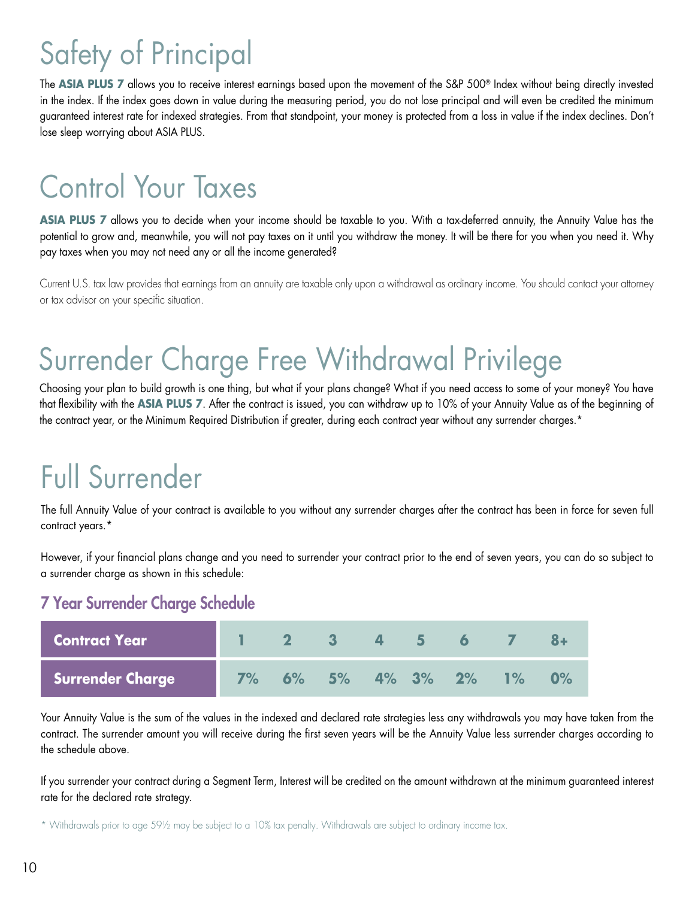# Safety of Principal

The **ASIA PLUS 7** allows you to receive interest earnings based upon the movement of the S&P 500® Index without being directly invested in the index. If the index goes down in value during the measuring period, you do not lose principal and will even be credited the minimum guaranteed interest rate for indexed strategies. From that standpoint, your money is protected from a loss in value if the index declines. Don't lose sleep worrying about ASIA PLUS.

# Control Your Taxes

**ASIA PLUS 7** allows you to decide when your income should be taxable to you. With a tax-deferred annuity, the Annuity Value has the potential to grow and, meanwhile, you will not pay taxes on it until you withdraw the money. It will be there for you when you need it. Why pay taxes when you may not need any or all the income generated?

Current U.S. tax law provides that earnings from an annuity are taxable only upon a withdrawal as ordinary income. You should contact your attorney or tax advisor on your specific situation.

# Surrender Charge Free Withdrawal Privilege

Choosing your plan to build growth is one thing, but what if your plans change? What if you need access to some of your money? You have that flexibility with the **ASIA PLUS 7**. After the contract is issued, you can withdraw up to 10% of your Annuity Value as of the beginning of the contract year, or the Minimum Required Distribution if greater, during each contract year without any surrender charges.*

# Full Surrender

The full Annuity Value of your contract is available to you without any surrender charges after the contract has been in force for seven full contract years.*

However, if your financial plans change and you need to surrender your contract prior to the end of seven years, you can do so subject to a surrender charge as shown in this schedule:

## 7 Year Surrender Charge Schedule

| Contract Year | 1 | 2 | 3 | 4 | 5 | 6 | 7 | 8+ |
|---|---|---|---|---|---|---|---|---|
| Surrender Charge | 7% | 6% | 5% | 4% | 3% | 2% | 1% | 0% |

Your Annuity Value is the sum of the values in the indexed and declared rate strategies less any withdrawals you may have taken from the contract. The surrender amount you will receive during the first seven years will be the Annuity Value less surrender charges according to the schedule above.

If you surrender your contract during a Segment Term, Interest will be credited on the amount withdrawn at the minimum guaranteed interest rate for the declared rate strategy.

* Withdrawals prior to age 59½ may be subject to a 10% tax penalty. Withdrawals are subject to ordinary income tax.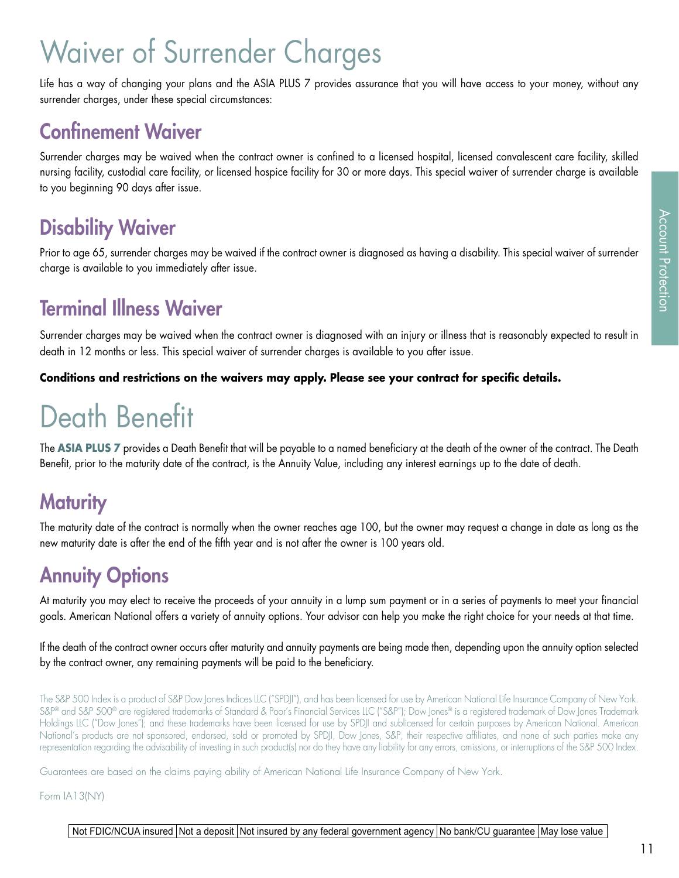# Waiver of Surrender Charges

Life has a way of changing your plans and the ASIA PLUS 7 provides assurance that you will have access to your money, without any surrender charges, under these special circumstances:

## Confinement Waiver

Surrender charges may be waived when the contract owner is confined to a licensed hospital, licensed convalescent care facility, skilled nursing facility, custodial care facility, or licensed hospice facility for 30 or more days. This special waiver of surrender charge is available to you beginning 90 days after issue.

## Disability Waiver

Prior to age 65, surrender charges may be waived if the contract owner is diagnosed as having a disability. This special waiver of surrender charge is available to you immediately after issue.

## Terminal Illness Waiver

Surrender charges may be waived when the contract owner is diagnosed with an injury or illness that is reasonably expected to result in death in 12 months or less. This special waiver of surrender charges is available to you after issue.

**Conditions and restrictions on the waivers may apply. Please see your contract for specific details.**

# Death Benefit

The **ASIA PLUS 7** provides a Death Benefit that will be payable to a named beneficiary at the death of the owner of the contract. The Death Benefit, prior to the maturity date of the contract, is the Annuity Value, including any interest earnings up to the date of death.

## Maturity

The maturity date of the contract is normally when the owner reaches age 100, but the owner may request a change in date as long as the new maturity date is after the end of the fifth year and is not after the owner is 100 years old.

## Annuity Options

At maturity you may elect to receive the proceeds of your annuity in a lump sum payment or in a series of payments to meet your financial goals. American National offers a variety of annuity options. Your advisor can help you make the right choice for your needs at that time.

If the death of the contract owner occurs after maturity and annuity payments are being made then, depending upon the annuity option selected by the contract owner, any remaining payments will be paid to the beneficiary.

The S&P 500 Index is a product of S&P Dow Jones Indices LLC ("SPDJI"), and has been licensed for use by American National Life Insurance Company of New York. S&P® and S&P 500® are registered trademarks of Standard & Poor's Financial Services LLC ("S&P"); Dow Jones® is a registered trademark of Dow Jones Trademark Holdings LLC ("Dow Jones"); and these trademarks have been licensed for use by SPDJI and sublicensed for certain purposes by American National. American National's products are not sponsored, endorsed, sold or promoted by SPDJI, Dow Jones, S&P, their respective affiliates, and none of such parties make any representation regarding the advisability of investing in such product(s) nor do they have any liability for any errors, omissions, or interruptions of the S&P 500 Index.

Guarantees are based on the claims paying ability of American National Life Insurance Company of New York.

Form IA13(NY)

| Not FDIC/NCUA insured | Not a deposit | Not insured by any federal government agency | No bank/CU guarantee | May lose value |
|---|---|---|---|---|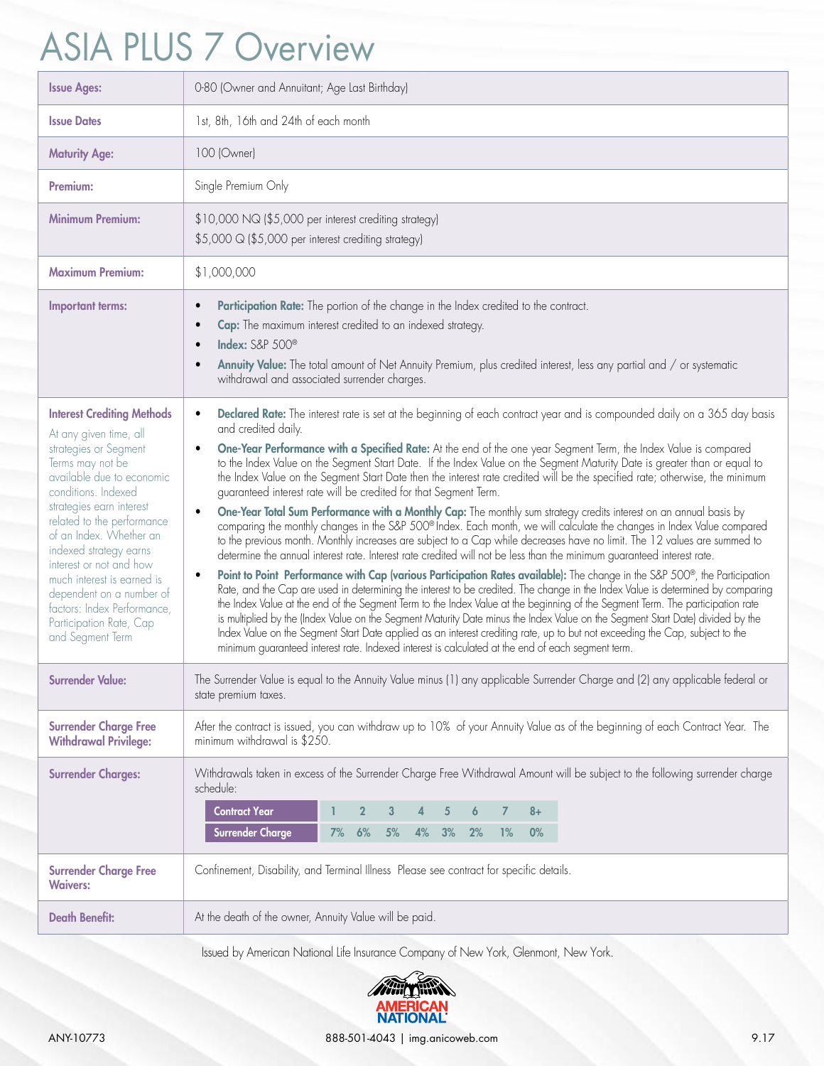# ASIA PLUS 7 Overview

| | |
|---|---|
| **Issue Ages:** | 0-80 (Owner and Annuitant; Age Last Birthday) |
| **Issue Dates** | 1st, 8th, 16th and 24th of each month |
| **Maturity Age:** | 100 (Owner) |
| **Premium:** | Single Premium Only |
| **Minimum Premium:** | $10,000 NQ ($5,000 per interest crediting strategy)<br>$5,000 Q ($5,000 per interest crediting strategy) |
| **Maximum Premium:** | $1,000,000 |
| **Important terms:** | • **Participation Rate:** The portion of the change in the Index credited to the contract.<br>• **Cap:** The maximum interest credited to an indexed strategy.<br>• **Index:** S&P 500®<br>• **Annuity Value:** The total amount of Net Annuity Premium, plus credited interest, less any partial and / or systematic withdrawal and associated surrender charges. |
| **Interest Crediting Methods**<br>At any given time, all strategies or Segment Terms may not be available due to economic conditions. Indexed strategies earn interest related to the performance of an Index. Whether an indexed strategy earns interest or not and how much interest is earned is dependent on a number of factors: Index Performance, Participation Rate, Cap and Segment Term | • **Declared Rate:** The interest rate is set at the beginning of each contract year and is compounded daily on a 365 day basis and credited daily.<br>• **One-Year Performance with a Specified Rate:** At the end of the one year Segment Term, the Index Value is compared to the Index Value on the Segment Start Date. If the Index Value on the Segment Maturity Date is greater than or equal to the Index Value on the Segment Start Date then the interest rate credited will be the specified rate; otherwise, the minimum guaranteed interest rate will be credited for that Segment Term.<br>• **One-Year Total Sum Performance with a Monthly Cap:** The monthly sum strategy credits interest on an annual basis by comparing the monthly changes in the S&P 500® Index. Each month, we will calculate the changes in Index Value compared to the previous month. Monthly increases are subject to a Cap while decreases have no limit. The 12 values are summed to determine the annual interest rate. Interest rate credited will not be less than the minimum guaranteed interest rate.<br>• **Point to Point Performance with Cap (various Participation Rates available):** The change in the S&P 500®, the Participation Rate, and the Cap are used in determining the interest to be credited. The change in the Index Value is determined by comparing the Index Value at the end of the Segment Term to the Index Value at the beginning of the Segment Term. The participation rate is multiplied by the (Index Value on the Segment Maturity Date minus the Index Value on the Segment Start Date) divided by the Index Value on the Segment Start Date applied as an interest crediting rate, up to but not exceeding the Cap, subject to the minimum guaranteed interest rate. Indexed interest is calculated at the end of each segment term. |
| **Surrender Value:** | The Surrender Value is equal to the Annuity Value minus (1) any applicable Surrender Charge and (2) any applicable federal or state premium taxes. |
| **Surrender Charge Free Withdrawal Privilege:** | After the contract is issued, you can withdraw up to 10% of your Annuity Value as of the beginning of each Contract Year. The minimum withdrawal is $250. |
| **Surrender Charges:** | Withdrawals taken in excess of the Surrender Charge Free Withdrawal Amount will be subject to the following surrender charge schedule: |
| **Surrender Charge Free Waivers:** | Confinement, Disability, and Terminal Illness Please see contract for specific details. |
| **Death Benefit:** | At the death of the owner, Annuity Value will be paid. |

| Contract Year | 1 | 2 | 3 | 4 | 5 | 6 | 7 | 8+ |
|---|---|---|---|---|---|---|---|---|
| Surrender Charge | 7% | 6% | 5% | 4% | 3% | 2% | 1% | 0% |

Issued by American National Life Insurance Company of New York, Glenmont, New York.

AMERICAN NATIONAL

ANY-10773 888-501-4043 | img.anicoweb.com 9.17